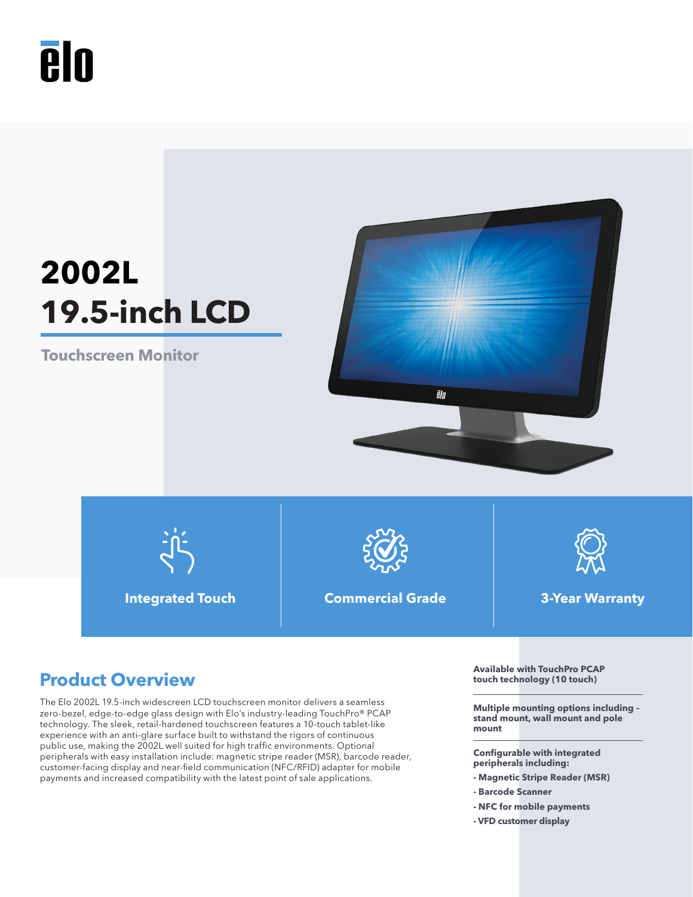# 2002L
# 19.5-inch LCD

**Touchscreen Monitor**

**Integrated Touch** | **Commercial Grade** | **3-Year Warranty**

## Product Overview

The Elo 2002L 19.5-inch widescreen LCD touchscreen monitor delivers a seamless zero-bezel, edge-to-edge glass design with Elo's industry-leading TouchPro® PCAP technology. The sleek, retail-hardened touchscreen features a 10-touch tablet-like experience with an anti-glare surface built to withstand the rigors of continuous public use, making the 2002L well suited for high traffic environments. Optional peripherals with easy installation include: magnetic stripe reader (MSR), barcode reader, customer-facing display and near-field communication (NFC/RFID) adapter for mobile payments and increased compatibility with the latest point of sale applications.

**Available with TouchPro PCAP touch technology (10 touch)**

**Multiple mounting options including – stand mount, wall mount and pole mount**

**Configurable with integrated peripherals including:**

- **Magnetic Stripe Reader (MSR)**
- **Barcode Scanner**
- **NFC for mobile payments**
- **VFD customer display**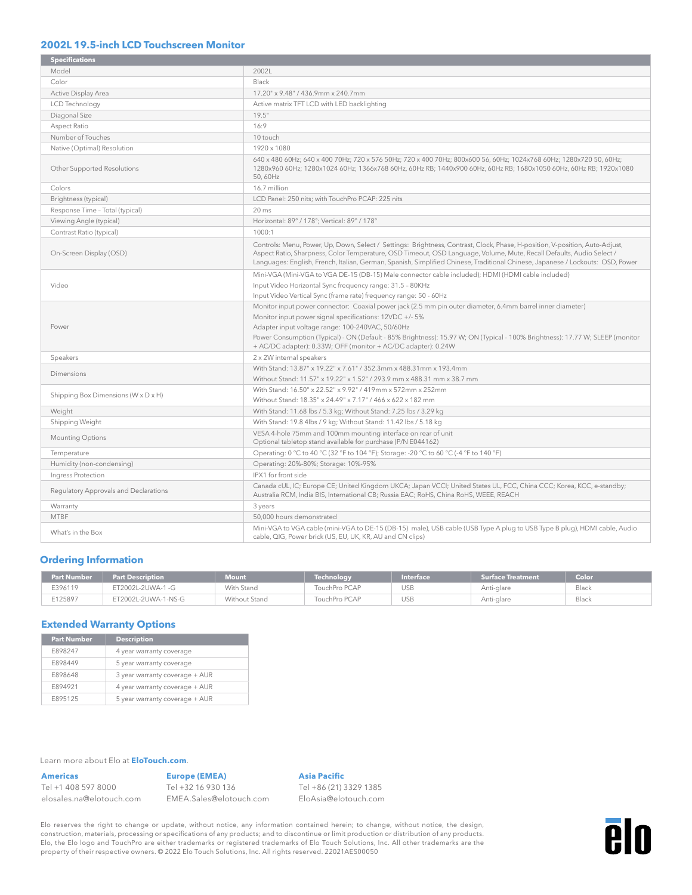## 2002L 19.5-inch LCD Touchscreen Monitor

| Specifications | |
|---|---|
| Model | 2002L |
| Color | Black |
| Active Display Area | 17.20" x 9.48" / 436.9mm x 240.7mm |
| LCD Technology | Active matrix TFT LCD with LED backlighting |
| Diagonal Size | 19.5" |
| Aspect Ratio | 16:9 |
| Number of Touches | 10 touch |
| Native (Optimal) Resolution | 1920 x 1080 |
| Other Supported Resolutions | 640 x 480 60Hz; 640 x 400 70Hz; 720 x 576 50Hz; 720 x 400 70Hz; 800x600 56, 60Hz; 1024x768 60Hz; 1280x720 50, 60Hz; 1280x960 60Hz; 1280x1024 60Hz; 1366x768 60Hz, 60Hz RB; 1440x900 60Hz, 60Hz RB; 1680x1050 60Hz, 60Hz RB; 1920x1080 50, 60Hz |
| Colors | 16.7 million |
| Brightness (typical) | LCD Panel: 250 nits; with TouchPro PCAP: 225 nits |
| Response Time - Total (typical) | 20 ms |
| Viewing Angle (typical) | Horizontal: 89° / 178°; Vertical: 89° / 178° |
| Contrast Ratio (typical) | 1000:1 |
| On-Screen Display (OSD) | Controls: Menu, Power, Up, Down, Select / Settings: Brightness, Contrast, Clock, Phase, H-position, V-position, Auto-Adjust, Aspect Ratio, Sharpness, Color Temperature, OSD Timeout, OSD Language, Volume, Mute, Recall Defaults, Audio Select / Languages: English, French, Italian, German, Spanish, Simplified Chinese, Traditional Chinese, Japanese / Lockouts: OSD, Power |
| Video | Mini-VGA (Mini-VGA to VGA DE-15 (DB-15) Male connector cable included); HDMI (HDMI cable included)<br>Input Video Horizontal Sync frequency range: 31.5 - 80KHz<br>Input Video Vertical Sync (frame rate) frequency range: 50 - 60Hz |
| Power | Monitor input power connector: Coaxial power jack (2.5 mm pin outer diameter, 6.4mm barrel inner diameter)<br>Monitor input power signal specifications: 12VDC +/- 5%<br>Adapter input voltage range: 100-240VAC, 50/60Hz<br>Power Consumption (Typical) - ON (Default - 85% Brightness): 15.97 W; ON (Typical - 100% Brightness): 17.77 W; SLEEP (monitor + AC/DC adapter): 0.33W; OFF (monitor + AC/DC adapter): 0.24W |
| Speakers | 2 x 2W internal speakers |
| Dimensions | With Stand: 13.87" x 19.22" x 7.61" / 352.3mm x 488.31mm x 193.4mm<br>Without Stand: 11.57" x 19.22" x 1.52" / 293.9 mm x 488.31 mm x 38.7 mm |
| Shipping Box Dimensions (W x D x H) | With Stand: 16.50" x 22.52" x 9.92" / 419mm x 572mm x 252mm<br>Without Stand: 18.35" x 24.49" x 7.17" / 466 x 622 x 182 mm |
| Weight | With Stand: 11.68 lbs / 5.3 kg; Without Stand: 7.25 lbs / 3.29 kg |
| Shipping Weight | With Stand: 19.8 4lbs / 9 kg; Without Stand: 11.42 lbs / 5.18 kg |
| Mounting Options | VESA 4-hole 75mm and 100mm mounting interface on rear of unit<br>Optional tabletop stand available for purchase (P/N E044162) |
| Temperature | Operating: 0 °C to 40 °C (32 °F to 104 °F); Storage: -20 °C to 60 °C (-4 °F to 140 °F) |
| Humidity (non-condensing) | Operating: 20%-80%; Storage: 10%-95% |
| Ingress Protection | IPX1 for front side |
| Regulatory Approvals and Declarations | Canada cUL, IC; Europe CE; United Kingdom UKCA; Japan VCCI; United States UL, FCC, China CCC; Korea, KCC, e-standby; Australia RCM, India BIS, International CB; Russia EAC; RoHS, China RoHS, WEEE, REACH |
| Warranty | 3 years |
| MTBF | 50,000 hours demonstrated |
| What's in the Box | Mini-VGA to VGA cable (mini-VGA to DE-15 (DB-15) male), USB cable (USB Type A plug to USB Type B plug), HDMI cable, Audio cable, QIG, Power brick (US, EU, UK, KR, AU and CN clips) |

## Ordering Information

| Part Number | Part Description | Mount | Technology | Interface | Surface Treatment | Color |
|---|---|---|---|---|---|---|
| E396119 | ET2002L-2UWA-1 -G | With Stand | TouchPro PCAP | USB | Anti-glare | Black |
| E125897 | ET2002L-2UWA-1-NS-G | Without Stand | TouchPro PCAP | USB | Anti-glare | Black |

## Extended Warranty Options

| Part Number | Description |
|---|---|
| E898247 | 4 year warranty coverage |
| E898449 | 5 year warranty coverage |
| E898648 | 3 year warranty coverage + AUR |
| E894921 | 4 year warranty coverage + AUR |
| E895125 | 5 year warranty coverage + AUR |

Learn more about Elo at **EloTouch.com**.

**Americas**
Tel +1 408 597 8000
elosales.na@elotouch.com

**Europe (EMEA)**
Tel +32 16 930 136
EMEA.Sales@elotouch.com

**Asia Pacific**
Tel +86 (21) 3329 1385
EloAsia@elotouch.com

Elo reserves the right to change or update, without notice, any information contained herein; to change, without notice, the design, construction, materials, processing or specifications of any products; and to discontinue or limit production or distribution of any products. Elo, the Elo logo and TouchPro are either trademarks or registered trademarks of Elo Touch Solutions, Inc. All other trademarks are the property of their respective owners. © 2022 Elo Touch Solutions, Inc. All rights reserved. 22021AES00050

elo